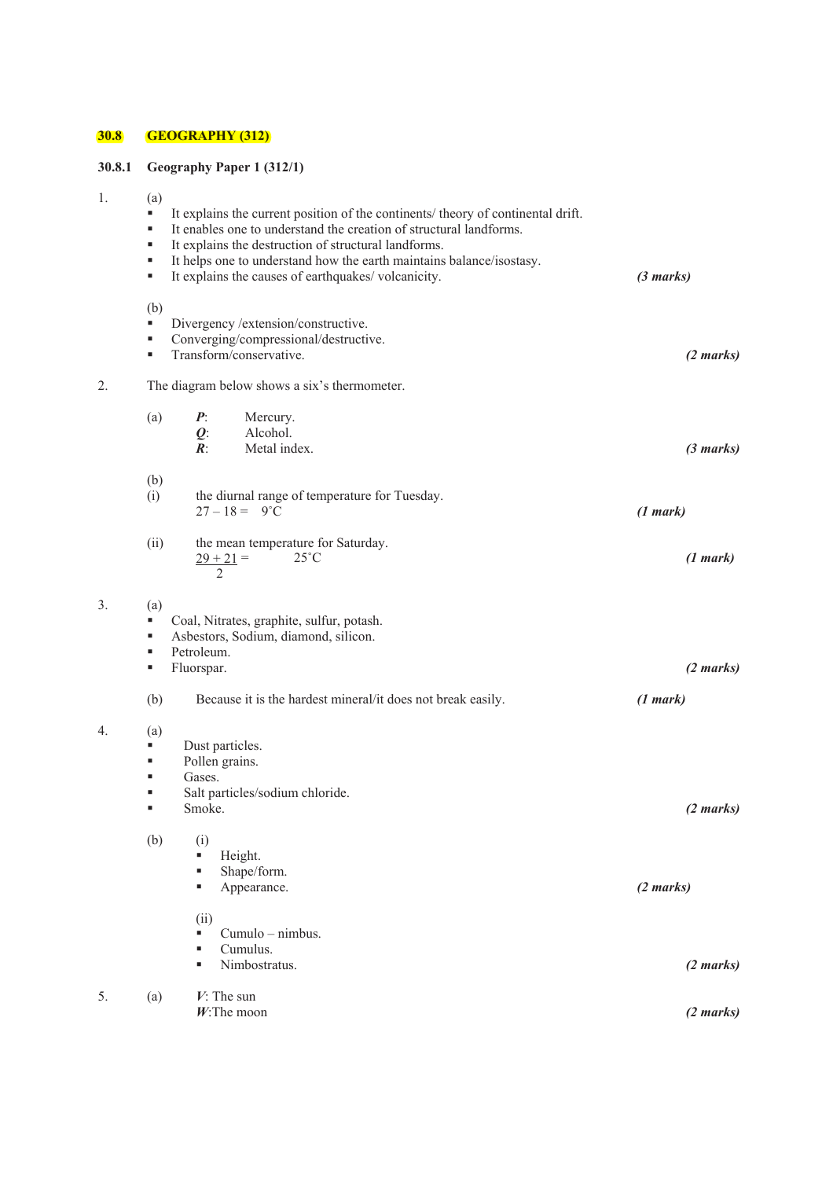## 30.8 GEOGRAPHY (312)

### 30.8.1 Geography Paper 1 (312/1)

1. (a)
   - It explains the current position of the continents/ theory of continental drift.
   - It enables one to understand the creation of structural landforms.
   - It explains the destruction of structural landforms.
   - It helps one to understand how the earth maintains balance/isostasy.
   - It explains the causes of earthquakes/ volcanicity. *(3 marks)*

   (b)
   - Divergency /extension/constructive.
   - Converging/compressional/destructive.
   - Transform/conservative. *(2 marks)*

2. The diagram below shows a six's thermometer.

   (a) ***P***: Mercury.
   ***Q***: Alcohol.
   ***R***: Metal index. *(3 marks)*

   (b)
   (i) the diurnal range of temperature for Tuesday.
   27 – 18 = 9˚C *(1 mark)*

   (ii) the mean temperature for Saturday.
   $\frac{29 + 21}{2}$ = 25˚C *(1 mark)*

3. (a)
   - Coal, Nitrates, graphite, sulfur, potash.
   - Asbestors, Sodium, diamond, silicon.
   - Petroleum.
   - Fluorspar. *(2 marks)*

   (b) Because it is the hardest mineral/it does not break easily. *(1 mark)*

4. (a)
   - Dust particles.
   - Pollen grains.
   - Gases.
   - Salt particles/sodium chloride.
   - Smoke. *(2 marks)*

   (b) (i)
   - Height.
   - Shape/form.
   - Appearance. *(2 marks)*

   (ii)
   - Cumulo – nimbus.
   - Cumulus.
   - Nimbostratus. *(2 marks)*

5. (a) ***V***: The sun
   ***W***:The moon *(2 marks)*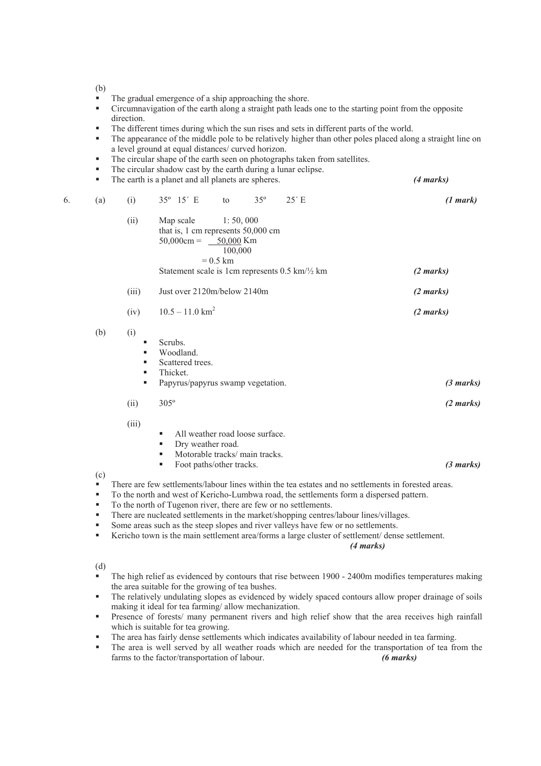(b)

- The gradual emergence of a ship approaching the shore.
- Circumnavigation of the earth along a straight path leads one to the starting point from the opposite direction.
- The different times during which the sun rises and sets in different parts of the world.
- The appearance of the middle pole to be relatively higher than other poles placed along a straight line on a level ground at equal distances/ curved horizon.
- The circular shape of the earth seen on photographs taken from satellites.
- The circular shadow cast by the earth during a lunar eclipse.
- The earth is a planet and all planets are spheres. *(4 marks)*

6. (a) (i) 35º 15´ E to 35º 25´ E *(1 mark)*

(ii) Map scale 1: 50, 000
that is, 1 cm represents 50,000 cm

$50{,}000\text{cm} = \frac{50{,}000}{100{,}000}\text{ Km}$

$= 0.5 \text{ km}$

Statement scale is 1cm represents 0.5 km/½ km *(2 marks)*

(iii) Just over 2120m/below 2140m *(2 marks)*

(iv) 10.5 – 11.0 km$^2$ *(2 marks)*

(b) (i)

- Scrubs.
- Woodland.
- Scattered trees.
- Thicket.
- Papyrus/papyrus swamp vegetation. *(3 marks)*

(ii) 305º *(2 marks)*

(iii)

- All weather road loose surface.
- Dry weather road.
- Motorable tracks/ main tracks.
- Foot paths/other tracks. *(3 marks)*

(c)

- There are few settlements/labour lines within the tea estates and no settlements in forested areas.
- To the north and west of Kericho-Lumbwa road, the settlements form a dispersed pattern.
- To the north of Tugenon river, there are few or no settlements.
- There are nucleated settlements in the market/shopping centres/labour lines/villages.
- Some areas such as the steep slopes and river valleys have few or no settlements.
- Kericho town is the main settlement area/forms a large cluster of settlement/ dense settlement. *(4 marks)*

(d)

- The high relief as evidenced by contours that rise between 1900 - 2400m modifies temperatures making the area suitable for the growing of tea bushes.
- The relatively undulating slopes as evidenced by widely spaced contours allow proper drainage of soils making it ideal for tea farming/ allow mechanization.
- Presence of forests/ many permanent rivers and high relief show that the area receives high rainfall which is suitable for tea growing.
- The area has fairly dense settlements which indicates availability of labour needed in tea farming.
- The area is well served by all weather roads which are needed for the transportation of tea from the farms to the factor/transportation of labour. *(6 marks)*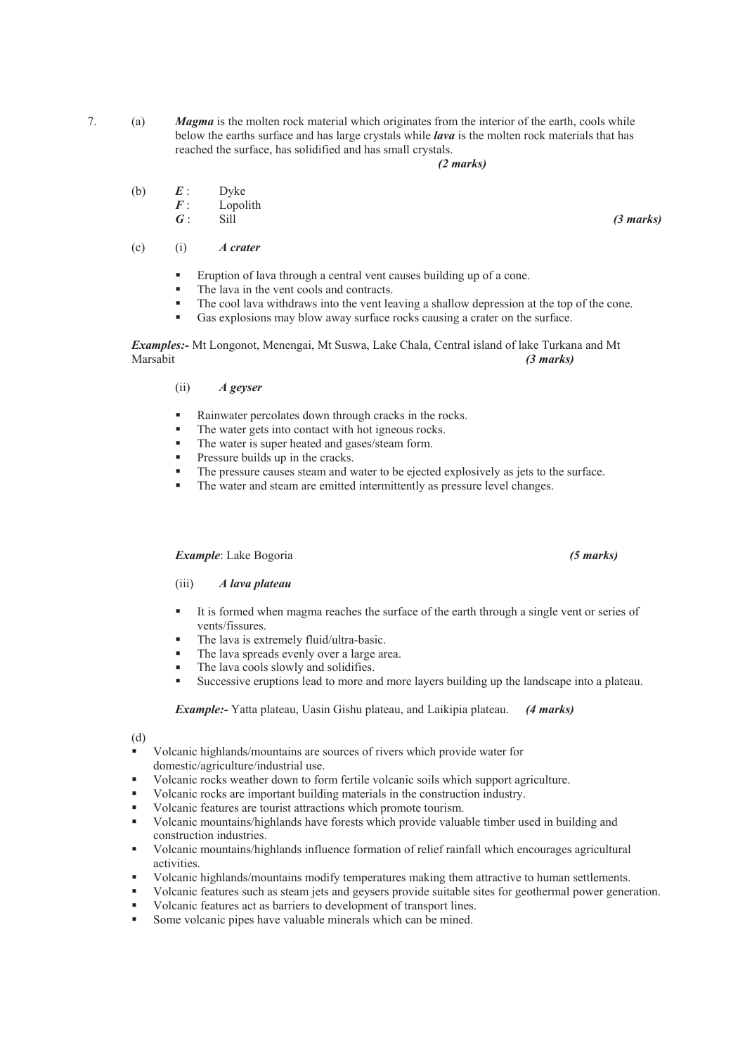7. (a) ***Magma*** is the molten rock material which originates from the interior of the earth, cools while below the earths surface and has large crystals while ***lava*** is the molten rock materials that has reached the surface, has solidified and has small crystals.
*(2 marks)*

(b) ***E*** : Dyke
***F*** : Lopolith
***G*** : Sill *(3 marks)*

(c) (i) ***A crater***

- Eruption of lava through a central vent causes building up of a cone.
- The lava in the vent cools and contracts.
- The cool lava withdraws into the vent leaving a shallow depression at the top of the cone.
- Gas explosions may blow away surface rocks causing a crater on the surface.

***Examples:-*** Mt Longonot, Menengai, Mt Suswa, Lake Chala, Central island of lake Turkana and Mt Marsabit *(3 marks)*

(ii) ***A geyser***

- Rainwater percolates down through cracks in the rocks.
- The water gets into contact with hot igneous rocks.
- The water is super heated and gases/steam form.
- Pressure builds up in the cracks.
- The pressure causes steam and water to be ejected explosively as jets to the surface.
- The water and steam are emitted intermittently as pressure level changes.

***Example***: Lake Bogoria *(5 marks)*

(iii) ***A lava plateau***

- It is formed when magma reaches the surface of the earth through a single vent or series of vents/fissures.
- The lava is extremely fluid/ultra-basic.
- The lava spreads evenly over a large area.
- The lava cools slowly and solidifies.
- Successive eruptions lead to more and more layers building up the landscape into a plateau.

***Example:-*** Yatta plateau, Uasin Gishu plateau, and Laikipia plateau. *(4 marks)*

(d)

- Volcanic highlands/mountains are sources of rivers which provide water for domestic/agriculture/industrial use.
- Volcanic rocks weather down to form fertile volcanic soils which support agriculture.
- Volcanic rocks are important building materials in the construction industry.
- Volcanic features are tourist attractions which promote tourism.
- Volcanic mountains/highlands have forests which provide valuable timber used in building and construction industries.
- Volcanic mountains/highlands influence formation of relief rainfall which encourages agricultural activities.
- Volcanic highlands/mountains modify temperatures making them attractive to human settlements.
- Volcanic features such as steam jets and geysers provide suitable sites for geothermal power generation.
- Volcanic features act as barriers to development of transport lines.
- Some volcanic pipes have valuable minerals which can be mined.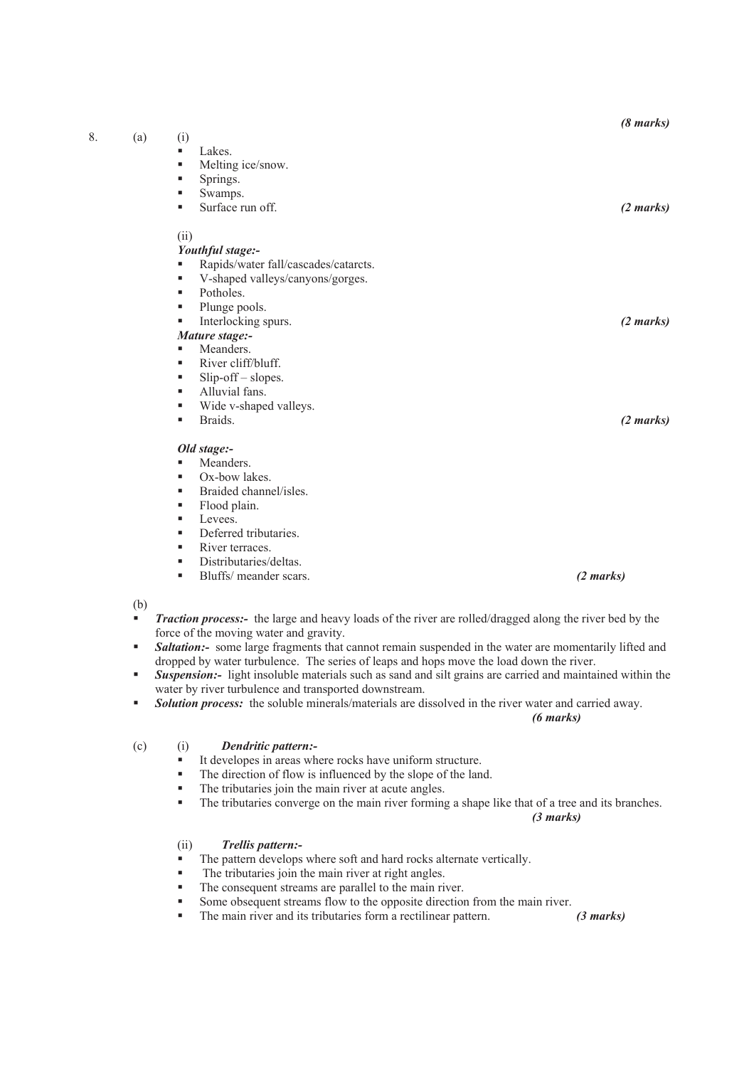*(8 marks)*

8. (a) (i)
   - Lakes.
   - Melting ice/snow.
   - Springs.
   - Swamps.
   - Surface run off. *(2 marks)*

   (ii)
   ***Youthful stage:-***
   - Rapids/water fall/cascades/catarcts.
   - V-shaped valleys/canyons/gorges.
   - Potholes.
   - Plunge pools.
   - Interlocking spurs. *(2 marks)*

   ***Mature stage:-***
   - Meanders.
   - River cliff/bluff.
   - Slip-off – slopes.
   - Alluvial fans.
   - Wide v-shaped valleys.
   - Braids. *(2 marks)*

   ***Old stage:-***
   - Meanders.
   - Ox-bow lakes.
   - Braided channel/isles.
   - Flood plain.
   - Levees.
   - Deferred tributaries.
   - River terraces.
   - Distributaries/deltas.
   - Bluffs/ meander scars. *(2 marks)*

(b)
- ***Traction process:-*** the large and heavy loads of the river are rolled/dragged along the river bed by the force of the moving water and gravity.
- ***Saltation:-*** some large fragments that cannot remain suspended in the water are momentarily lifted and dropped by water turbulence. The series of leaps and hops move the load down the river.
- ***Suspension:-*** light insoluble materials such as sand and silt grains are carried and maintained within the water by river turbulence and transported downstream.
- ***Solution process:*** the soluble minerals/materials are dissolved in the river water and carried away.

*(6 marks)*

(c) (i) ***Dendritic pattern:-***
   - It developes in areas where rocks have uniform structure.
   - The direction of flow is influenced by the slope of the land.
   - The tributaries join the main river at acute angles.
   - The tributaries converge on the main river forming a shape like that of a tree and its branches.

   *(3 marks)*

   (ii) ***Trellis pattern:-***
   - The pattern develops where soft and hard rocks alternate vertically.
   - The tributaries join the main river at right angles.
   - The consequent streams are parallel to the main river.
   - Some obsequent streams flow to the opposite direction from the main river.
   - The main river and its tributaries form a rectilinear pattern. *(3 marks)*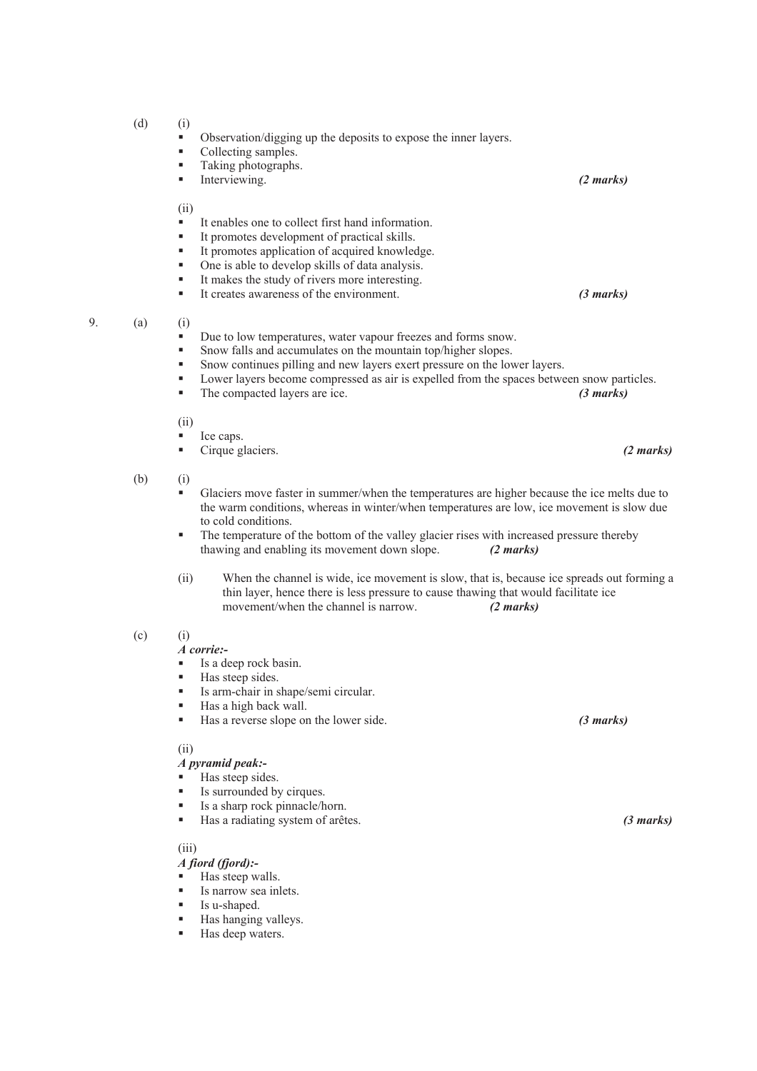(d) (i)

- Observation/digging up the deposits to expose the inner layers.
- Collecting samples.
- Taking photographs.
- Interviewing. *(2 marks)*

(ii)

- It enables one to collect first hand information.
- It promotes development of practical skills.
- It promotes application of acquired knowledge.
- One is able to develop skills of data analysis.
- It makes the study of rivers more interesting.
- It creates awareness of the environment. *(3 marks)*

9. (a) (i)

- Due to low temperatures, water vapour freezes and forms snow.
- Snow falls and accumulates on the mountain top/higher slopes.
- Snow continues pilling and new layers exert pressure on the lower layers.
- Lower layers become compressed as air is expelled from the spaces between snow particles.
- The compacted layers are ice. *(3 marks)*

(ii)

- Ice caps.
- Cirque glaciers. *(2 marks)*

(b) (i)

- Glaciers move faster in summer/when the temperatures are higher because the ice melts due to the warm conditions, whereas in winter/when temperatures are low, ice movement is slow due to cold conditions.
- The temperature of the bottom of the valley glacier rises with increased pressure thereby thawing and enabling its movement down slope. *(2 marks)*

(ii) When the channel is wide, ice movement is slow, that is, because ice spreads out forming a thin layer, hence there is less pressure to cause thawing that would facilitate ice movement/when the channel is narrow. *(2 marks)*

(c) (i)

***A corrie:-***

- Is a deep rock basin.
- Has steep sides.
- Is arm-chair in shape/semi circular.
- Has a high back wall.
- Has a reverse slope on the lower side. *(3 marks)*

(ii)

***A pyramid peak:-***

- Has steep sides.
- Is surrounded by cirques.
- Is a sharp rock pinnacle/horn.
- Has a radiating system of arêtes. *(3 marks)*

(iii)

***A fiord (fjord):-***

- Has steep walls.
- Is narrow sea inlets.
- Is u-shaped.
- Has hanging valleys.
- Has deep waters.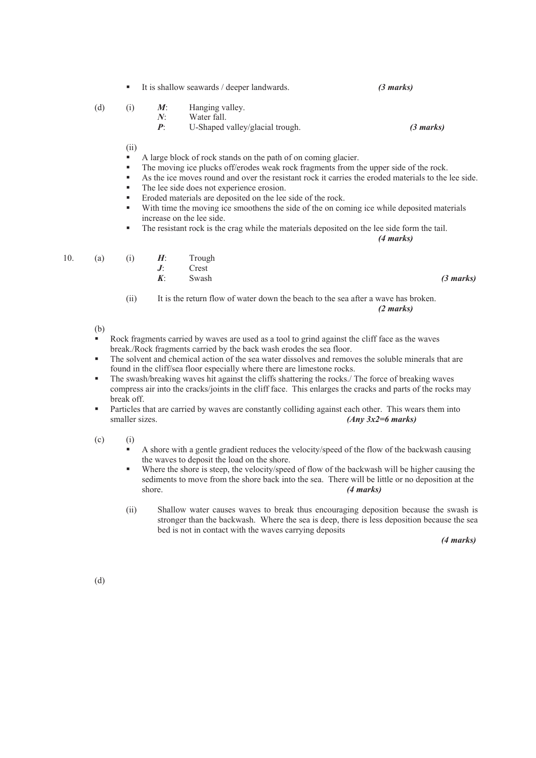- It is shallow seawards / deeper landwards. *(3 marks)*

(d) (i) ***M***: Hanging valley.
***N***: Water fall.
***P***: U-Shaped valley/glacial trough. *(3 marks)*

(ii)
- A large block of rock stands on the path of on coming glacier.
- The moving ice plucks off/erodes weak rock fragments from the upper side of the rock.
- As the ice moves round and over the resistant rock it carries the eroded materials to the lee side.
- The lee side does not experience erosion.
- Eroded materials are deposited on the lee side of the rock.
- With time the moving ice smoothens the side of the on coming ice while deposited materials increase on the lee side.
- The resistant rock is the crag while the materials deposited on the lee side form the tail.

*(4 marks)*

10. (a) (i) ***H***: Trough
***J***: Crest
***K***: Swash *(3 marks)*

(ii) It is the return flow of water down the beach to the sea after a wave has broken. *(2 marks)*

(b)
- Rock fragments carried by waves are used as a tool to grind against the cliff face as the waves break./Rock fragments carried by the back wash erodes the sea floor.
- The solvent and chemical action of the sea water dissolves and removes the soluble minerals that are found in the cliff/sea floor especially where there are limestone rocks.
- The swash/breaking waves hit against the cliffs shattering the rocks./ The force of breaking waves compress air into the cracks/joints in the cliff face. This enlarges the cracks and parts of the rocks may break off.
- Particles that are carried by waves are constantly colliding against each other. This wears them into smaller sizes. *(Any 3x2=6 marks)*

(c) (i)
- A shore with a gentle gradient reduces the velocity/speed of the flow of the backwash causing the waves to deposit the load on the shore.
- Where the shore is steep, the velocity/speed of flow of the backwash will be higher causing the sediments to move from the shore back into the sea. There will be little or no deposition at the shore. *(4 marks)*

(ii) Shallow water causes waves to break thus encouraging deposition because the swash is stronger than the backwash. Where the sea is deep, there is less deposition because the sea bed is not in contact with the waves carrying deposits

*(4 marks)*

(d)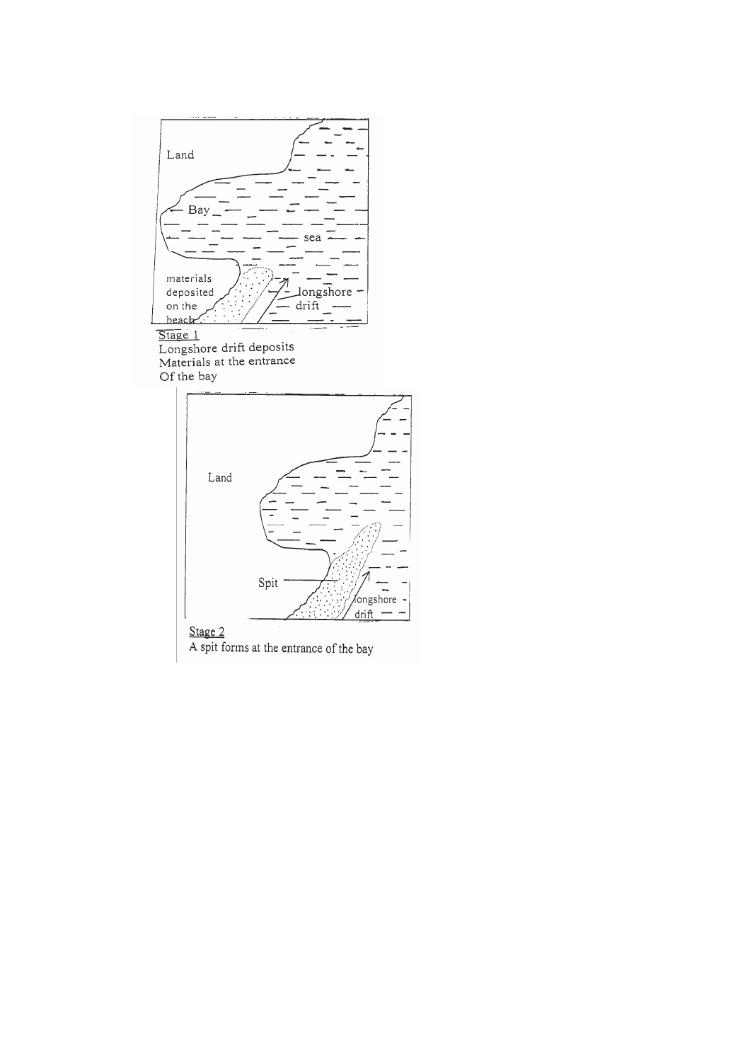Stage 1
Longshore drift deposits
Materials at the entrance
Of the bay

Stage 2
A spit forms at the entrance of the bay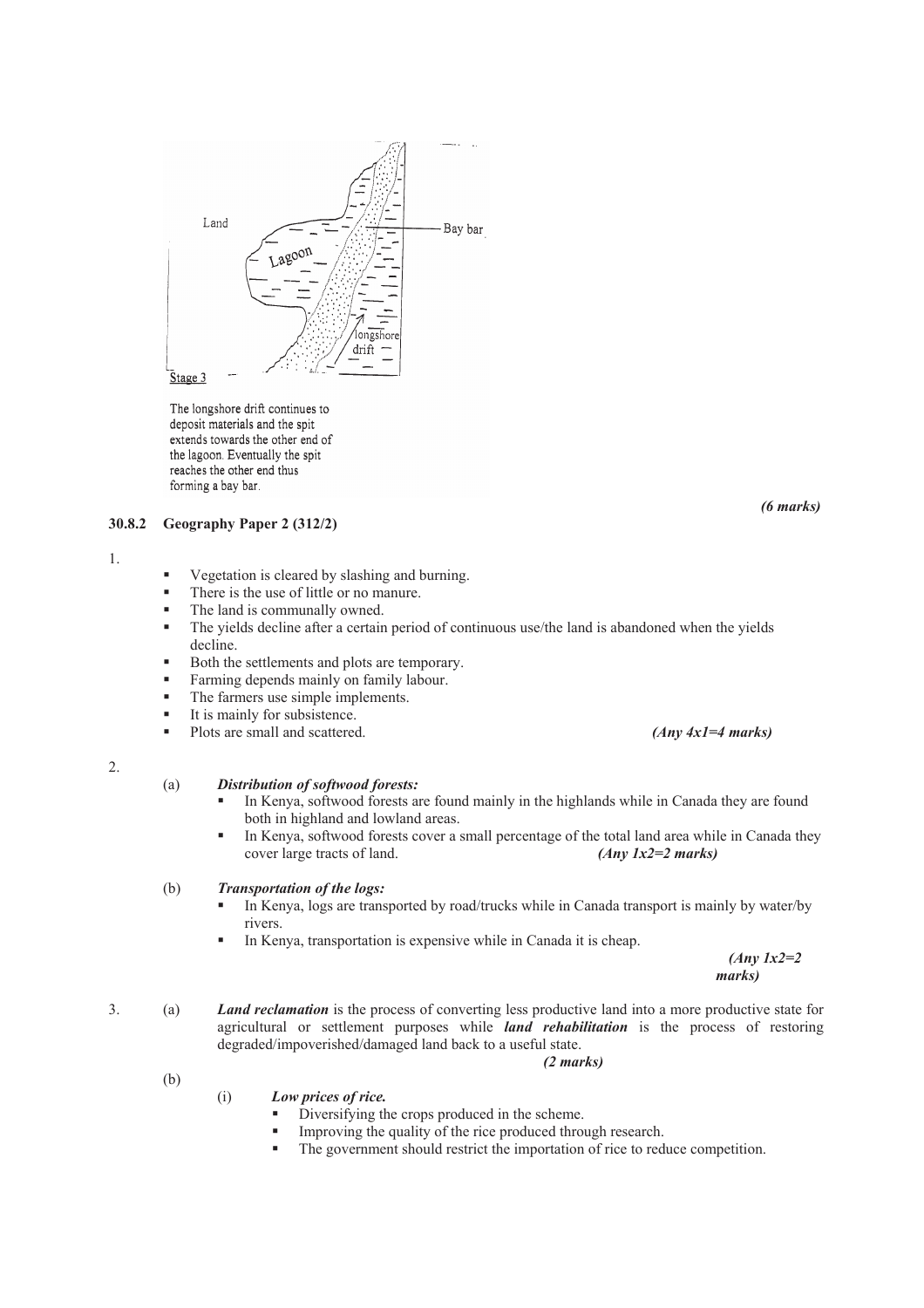Stage 3

The longshore drift continues to deposit materials and the spit extends towards the other end of the lagoon. Eventually the spit reaches the other end thus forming a bay bar.

*(6 marks)*

### 30.8.2 Geography Paper 2 (312/2)

1.
- Vegetation is cleared by slashing and burning.
- There is the use of little or no manure.
- The land is communally owned.
- The yields decline after a certain period of continuous use/the land is abandoned when the yields decline.
- Both the settlements and plots are temporary.
- Farming depends mainly on family labour.
- The farmers use simple implements.
- It is mainly for subsistence.
- Plots are small and scattered. *(Any 4x1=4 marks)*

2.

(a) ***Distribution of softwood forests:***
- In Kenya, softwood forests are found mainly in the highlands while in Canada they are found both in highland and lowland areas.
- In Kenya, softwood forests cover a small percentage of the total land area while in Canada they cover large tracts of land. *(Any 1x2=2 marks)*

(b) ***Transportation of the logs:***
- In Kenya, logs are transported by road/trucks while in Canada transport is mainly by water/by rivers.
- In Kenya, transportation is expensive while in Canada it is cheap.

*(Any 1x2=2 marks)*

3. (a) ***Land reclamation*** is the process of converting less productive land into a more productive state for agricultural or settlement purposes while ***land rehabilitation*** is the process of restoring degraded/impoverished/damaged land back to a useful state.

*(2 marks)*

(b)

(i) ***Low prices of rice.***
- Diversifying the crops produced in the scheme.
- Improving the quality of the rice produced through research.
- The government should restrict the importation of rice to reduce competition.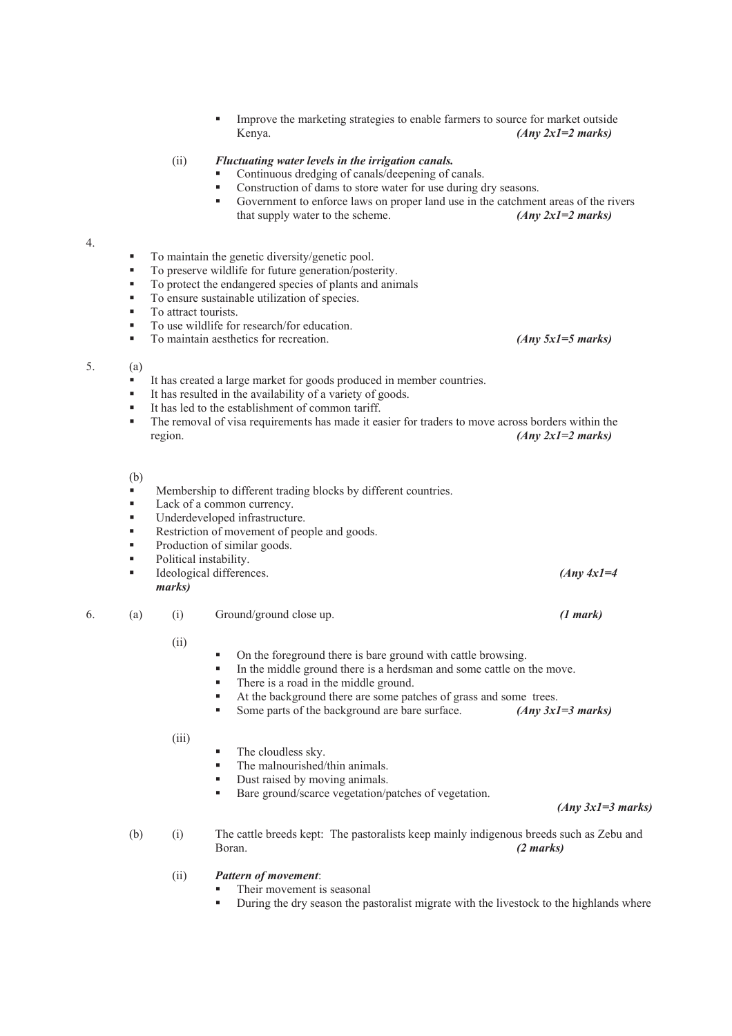- Improve the marketing strategies to enable farmers to source for market outside Kenya. *(Any 2x1=2 marks)*

(ii) ***Fluctuating water levels in the irrigation canals.***

- Continuous dredging of canals/deepening of canals.
- Construction of dams to store water for use during dry seasons.
- Government to enforce laws on proper land use in the catchment areas of the rivers that supply water to the scheme. *(Any 2x1=2 marks)*

4.

- To maintain the genetic diversity/genetic pool.
- To preserve wildlife for future generation/posterity.
- To protect the endangered species of plants and animals
- To ensure sustainable utilization of species.
- To attract tourists.
- To use wildlife for research/for education.
- To maintain aesthetics for recreation. *(Any 5x1=5 marks)*

5. (a)

- It has created a large market for goods produced in member countries.
- It has resulted in the availability of a variety of goods.
- It has led to the establishment of common tariff.
- The removal of visa requirements has made it easier for traders to move across borders within the region. *(Any 2x1=2 marks)*

(b)

- Membership to different trading blocks by different countries.
- Lack of a common currency.
- Underdeveloped infrastructure.
- Restriction of movement of people and goods.
- Production of similar goods.
- Political instability.
- Ideological differences. *(Any 4x1=4 marks)*

6. (a) (i) Ground/ground close up. *(1 mark)*

(ii)

- On the foreground there is bare ground with cattle browsing.
- In the middle ground there is a herdsman and some cattle on the move.
- There is a road in the middle ground.
- At the background there are some patches of grass and some trees.
- Some parts of the background are bare surface. *(Any 3x1=3 marks)*

(iii)

- The cloudless sky.
- The malnourished/thin animals.
- Dust raised by moving animals.
- Bare ground/scarce vegetation/patches of vegetation.

*(Any 3x1=3 marks)*

(b) (i) The cattle breeds kept: The pastoralists keep mainly indigenous breeds such as Zebu and Boran. *(2 marks)*

(ii) ***Pattern of movement***:

- Their movement is seasonal
- During the dry season the pastoralist migrate with the livestock to the highlands where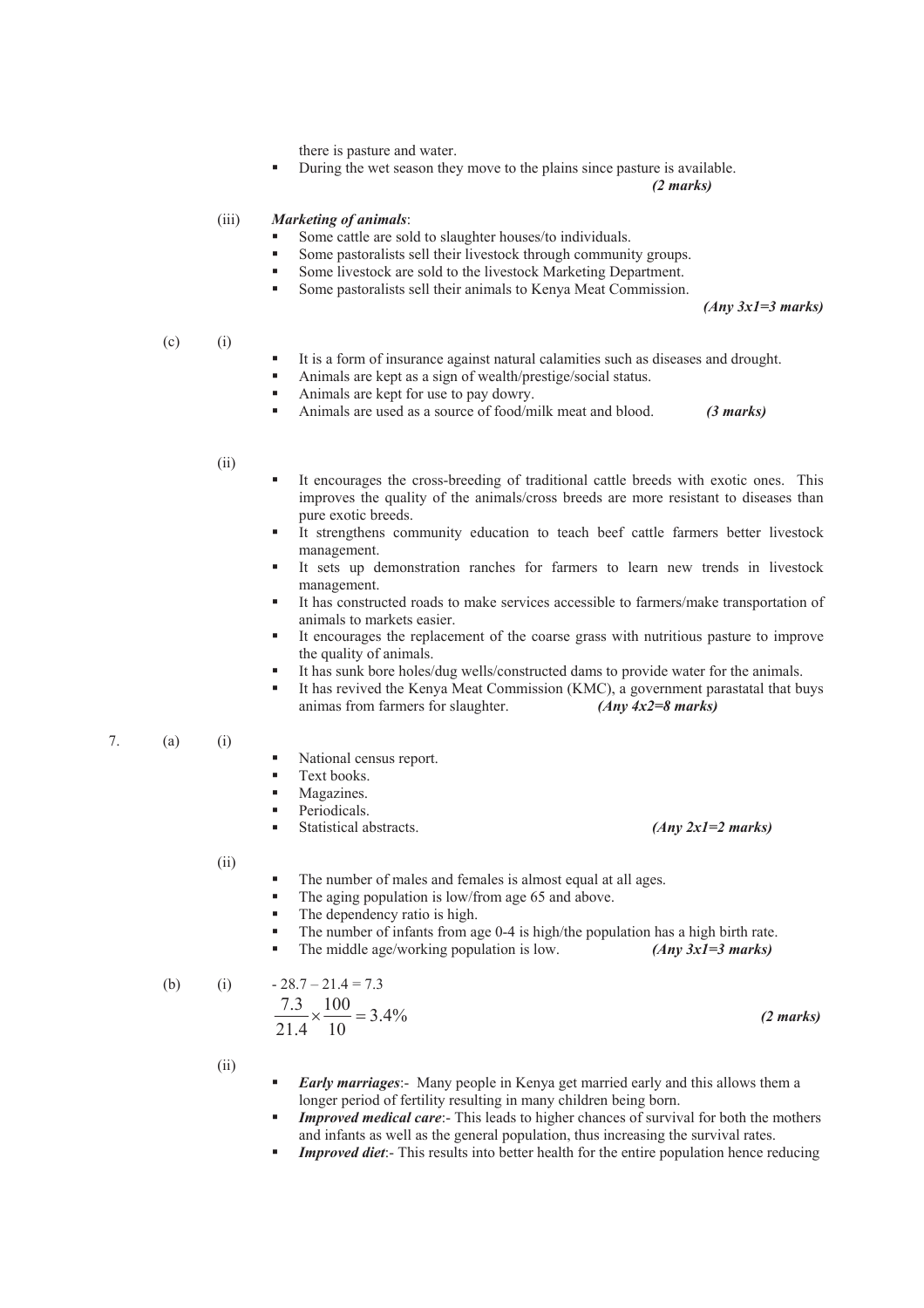there is pasture and water.

- During the wet season they move to the plains since pasture is available. ***(2 marks)***

(iii) ***Marketing of animals***:

- Some cattle are sold to slaughter houses/to individuals.
- Some pastoralists sell their livestock through community groups.
- Some livestock are sold to the livestock Marketing Department.
- Some pastoralists sell their animals to Kenya Meat Commission.

***(Any 3x1=3 marks)***

(c) (i)

- It is a form of insurance against natural calamities such as diseases and drought.
- Animals are kept as a sign of wealth/prestige/social status.
- Animals are kept for use to pay dowry.
- Animals are used as a source of food/milk meat and blood. ***(3 marks)***

(ii)

- It encourages the cross-breeding of traditional cattle breeds with exotic ones. This improves the quality of the animals/cross breeds are more resistant to diseases than pure exotic breeds.
- It strengthens community education to teach beef cattle farmers better livestock management.
- It sets up demonstration ranches for farmers to learn new trends in livestock management.
- It has constructed roads to make services accessible to farmers/make transportation of animals to markets easier.
- It encourages the replacement of the coarse grass with nutritious pasture to improve the quality of animals.
- It has sunk bore holes/dug wells/constructed dams to provide water for the animals.
- It has revived the Kenya Meat Commission (KMC), a government parastatal that buys animas from farmers for slaughter. ***(Any 4x2=8 marks)***

7. (a) (i)

- National census report.
- Text books.
- Magazines.
- Periodicals.
- Statistical abstracts. ***(Any 2x1=2 marks)***

(ii)

- The number of males and females is almost equal at all ages.
- The aging population is low/from age 65 and above.
- The dependency ratio is high.
- The number of infants from age 0-4 is high/the population has a high birth rate.
- The middle age/working population is low. ***(Any 3x1=3 marks)***

(b) (i) - 28.7 – 21.4 = 7.3

$$\frac{7.3}{21.4} \times \frac{100}{10} = 3.4\%$$

***(2 marks)***

(ii)

- ***Early marriages***:- Many people in Kenya get married early and this allows them a longer period of fertility resulting in many children being born.
- ***Improved medical care***:- This leads to higher chances of survival for both the mothers and infants as well as the general population, thus increasing the survival rates.
- ***Improved diet***:- This results into better health for the entire population hence reducing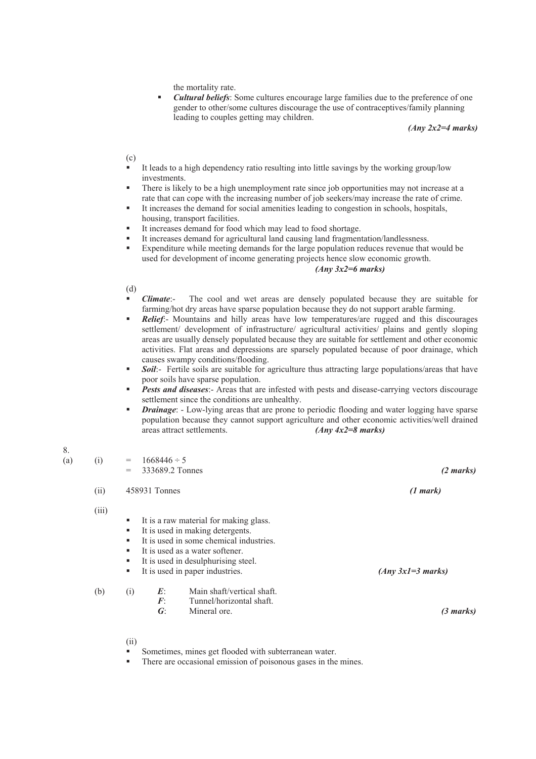the mortality rate.

- *Cultural beliefs*: Some cultures encourage large families due to the preference of one gender to other/some cultures discourage the use of contraceptives/family planning leading to couples getting may children.

***(Any 2x2=4 marks)***

(c)

- It leads to a high dependency ratio resulting into little savings by the working group/low investments.
- There is likely to be a high unemployment rate since job opportunities may not increase at a rate that can cope with the increasing number of job seekers/may increase the rate of crime.
- It increases the demand for social amenities leading to congestion in schools, hospitals, housing, transport facilities.
- It increases demand for food which may lead to food shortage.
- It increases demand for agricultural land causing land fragmentation/landlessness.
- Expenditure while meeting demands for the large population reduces revenue that would be used for development of income generating projects hence slow economic growth.

***(Any 3x2=6 marks)***

(d)

- ***Climate***:- The cool and wet areas are densely populated because they are suitable for farming/hot dry areas have sparse population because they do not support arable farming.
- ***Relief***:- Mountains and hilly areas have low temperatures/are rugged and this discourages settlement/ development of infrastructure/ agricultural activities/ plains and gently sloping areas are usually densely populated because they are suitable for settlement and other economic activities. Flat areas and depressions are sparsely populated because of poor drainage, which causes swampy conditions/flooding.
- ***Soil***:- Fertile soils are suitable for agriculture thus attracting large populations/areas that have poor soils have sparse population.
- ***Pests and diseases***:- Areas that are infested with pests and disease-carrying vectors discourage settlement since the conditions are unhealthy.
- ***Drainage***: - Low-lying areas that are prone to periodic flooding and water logging have sparse population because they cannot support agriculture and other economic activities/well drained areas attract settlements. ***(Any 4x2=8 marks)***

8.

(a) (i) = $1668446 \div 5$
= 333689.2 Tonnes ***(2 marks)***

(ii) 458931 Tonnes ***(1 mark)***

(iii)

- It is a raw material for making glass.
- It is used in making detergents.
- It is used in some chemical industries.
- It is used as a water softener.
- It is used in desulphurising steel.
- It is used in paper industries. ***(Any 3x1=3 marks)***

(b) (i)
***E***: Main shaft/vertical shaft.
***F***: Tunnel/horizontal shaft.
***G***: Mineral ore. ***(3 marks)***

(ii)

- Sometimes, mines get flooded with subterranean water.
- There are occasional emission of poisonous gases in the mines.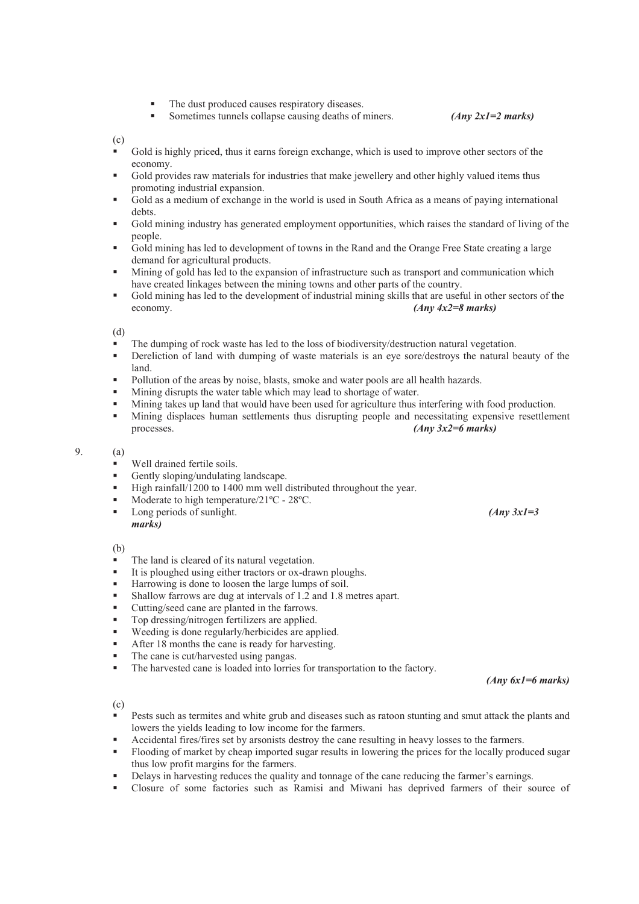- The dust produced causes respiratory diseases.
- Sometimes tunnels collapse causing deaths of miners. ***(Any 2x1=2 marks)***

(c)

- Gold is highly priced, thus it earns foreign exchange, which is used to improve other sectors of the economy.
- Gold provides raw materials for industries that make jewellery and other highly valued items thus promoting industrial expansion.
- Gold as a medium of exchange in the world is used in South Africa as a means of paying international debts.
- Gold mining industry has generated employment opportunities, which raises the standard of living of the people.
- Gold mining has led to development of towns in the Rand and the Orange Free State creating a large demand for agricultural products.
- Mining of gold has led to the expansion of infrastructure such as transport and communication which have created linkages between the mining towns and other parts of the country.
- Gold mining has led to the development of industrial mining skills that are useful in other sectors of the economy. ***(Any 4x2=8 marks)***

(d)

- The dumping of rock waste has led to the loss of biodiversity/destruction natural vegetation.
- Dereliction of land with dumping of waste materials is an eye sore/destroys the natural beauty of the land.
- Pollution of the areas by noise, blasts, smoke and water pools are all health hazards.
- Mining disrupts the water table which may lead to shortage of water.
- Mining takes up land that would have been used for agriculture thus interfering with food production.
- Mining displaces human settlements thus disrupting people and necessitating expensive resettlement processes. ***(Any 3x2=6 marks)***

9. (a)

- Well drained fertile soils.
- Gently sloping/undulating landscape.
- High rainfall/1200 to 1400 mm well distributed throughout the year.
- Moderate to high temperature/21ºC - 28ºC.
- Long periods of sunlight. ***(Any 3x1=3 marks)***

(b)

- The land is cleared of its natural vegetation.
- It is ploughed using either tractors or ox-drawn ploughs.
- Harrowing is done to loosen the large lumps of soil.
- Shallow farrows are dug at intervals of 1.2 and 1.8 metres apart.
- Cutting/seed cane are planted in the farrows.
- Top dressing/nitrogen fertilizers are applied.
- Weeding is done regularly/herbicides are applied.
- After 18 months the cane is ready for harvesting.
- The cane is cut/harvested using pangas.
- The harvested cane is loaded into lorries for transportation to the factory.

***(Any 6x1=6 marks)***

(c)

- Pests such as termites and white grub and diseases such as ratoon stunting and smut attack the plants and lowers the yields leading to low income for the farmers.
- Accidental fires/fires set by arsonists destroy the cane resulting in heavy losses to the farmers.
- Flooding of market by cheap imported sugar results in lowering the prices for the locally produced sugar thus low profit margins for the farmers.
- Delays in harvesting reduces the quality and tonnage of the cane reducing the farmer's earnings.
- Closure of some factories such as Ramisi and Miwani has deprived farmers of their source of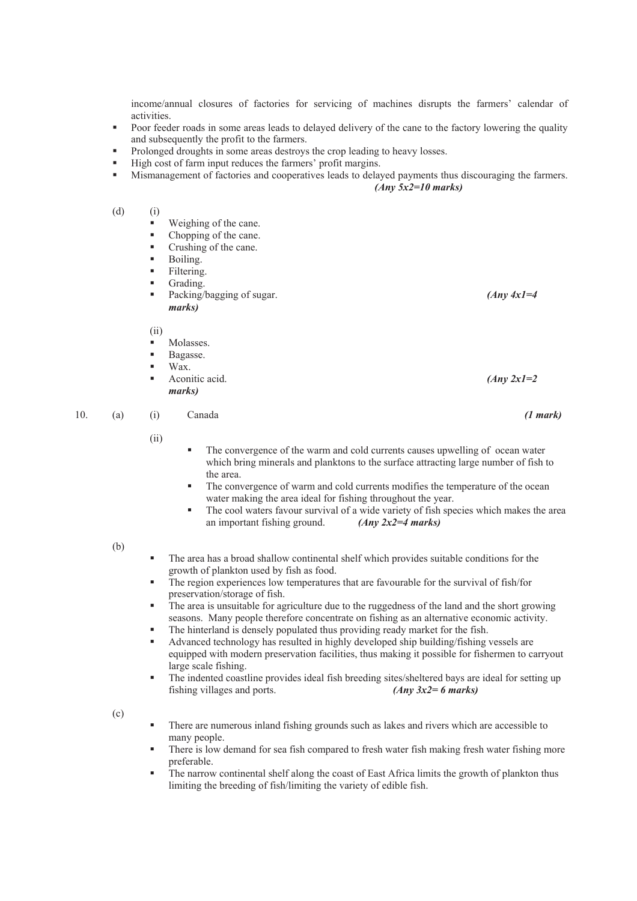income/annual closures of factories for servicing of machines disrupts the farmers' calendar of activities.

- Poor feeder roads in some areas leads to delayed delivery of the cane to the factory lowering the quality and subsequently the profit to the farmers.
- Prolonged droughts in some areas destroys the crop leading to heavy losses.
- High cost of farm input reduces the farmers' profit margins.
- Mismanagement of factories and cooperatives leads to delayed payments thus discouraging the farmers.

***(Any 5x2=10 marks)***

(d) (i)

- Weighing of the cane.
- Chopping of the cane.
- Crushing of the cane.
- Boiling.
- Filtering.
- Grading.
- Packing/bagging of sugar. ***(Any 4x1=4 marks)***

(ii)

- Molasses.
- Bagasse.
- Wax.
- Aconitic acid. ***(Any 2x1=2 marks)***

10. (a) (i) Canada ***(1 mark)***

(ii)

- The convergence of the warm and cold currents causes upwelling of ocean water which bring minerals and planktons to the surface attracting large number of fish to the area.
- The convergence of warm and cold currents modifies the temperature of the ocean water making the area ideal for fishing throughout the year.
- The cool waters favour survival of a wide variety of fish species which makes the area an important fishing ground. ***(Any 2x2=4 marks)***

(b)

- The area has a broad shallow continental shelf which provides suitable conditions for the growth of plankton used by fish as food.
- The region experiences low temperatures that are favourable for the survival of fish/for preservation/storage of fish.
- The area is unsuitable for agriculture due to the ruggedness of the land and the short growing seasons. Many people therefore concentrate on fishing as an alternative economic activity.
- The hinterland is densely populated thus providing ready market for the fish.
- Advanced technology has resulted in highly developed ship building/fishing vessels are equipped with modern preservation facilities, thus making it possible for fishermen to carryout large scale fishing.
- The indented coastline provides ideal fish breeding sites/sheltered bays are ideal for setting up fishing villages and ports. ***(Any 3x2= 6 marks)***

(c)

- There are numerous inland fishing grounds such as lakes and rivers which are accessible to many people.
- There is low demand for sea fish compared to fresh water fish making fresh water fishing more preferable.
- The narrow continental shelf along the coast of East Africa limits the growth of plankton thus limiting the breeding of fish/limiting the variety of edible fish.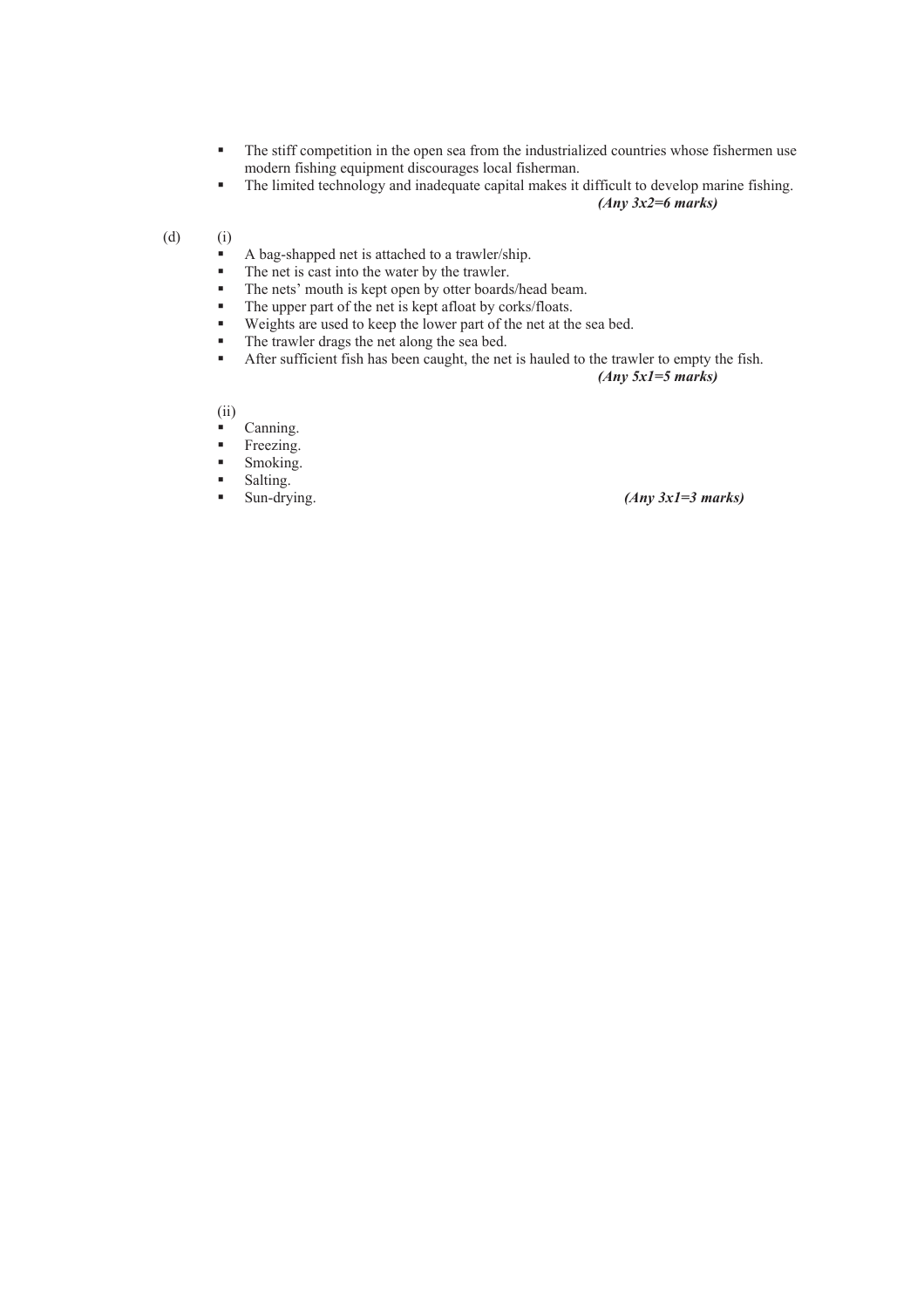- The stiff competition in the open sea from the industrialized countries whose fishermen use modern fishing equipment discourages local fisherman.
- The limited technology and inadequate capital makes it difficult to develop marine fishing.

***(Any 3x2=6 marks)***

(d) (i)

- A bag-shapped net is attached to a trawler/ship.
- The net is cast into the water by the trawler.
- The nets' mouth is kept open by otter boards/head beam.
- The upper part of the net is kept afloat by corks/floats.
- Weights are used to keep the lower part of the net at the sea bed.
- The trawler drags the net along the sea bed.
- After sufficient fish has been caught, the net is hauled to the trawler to empty the fish.

***(Any 5x1=5 marks)***

(ii)

- Canning.
- Freezing.
- Smoking.
- Salting.
- Sun-drying.

***(Any 3x1=3 marks)***